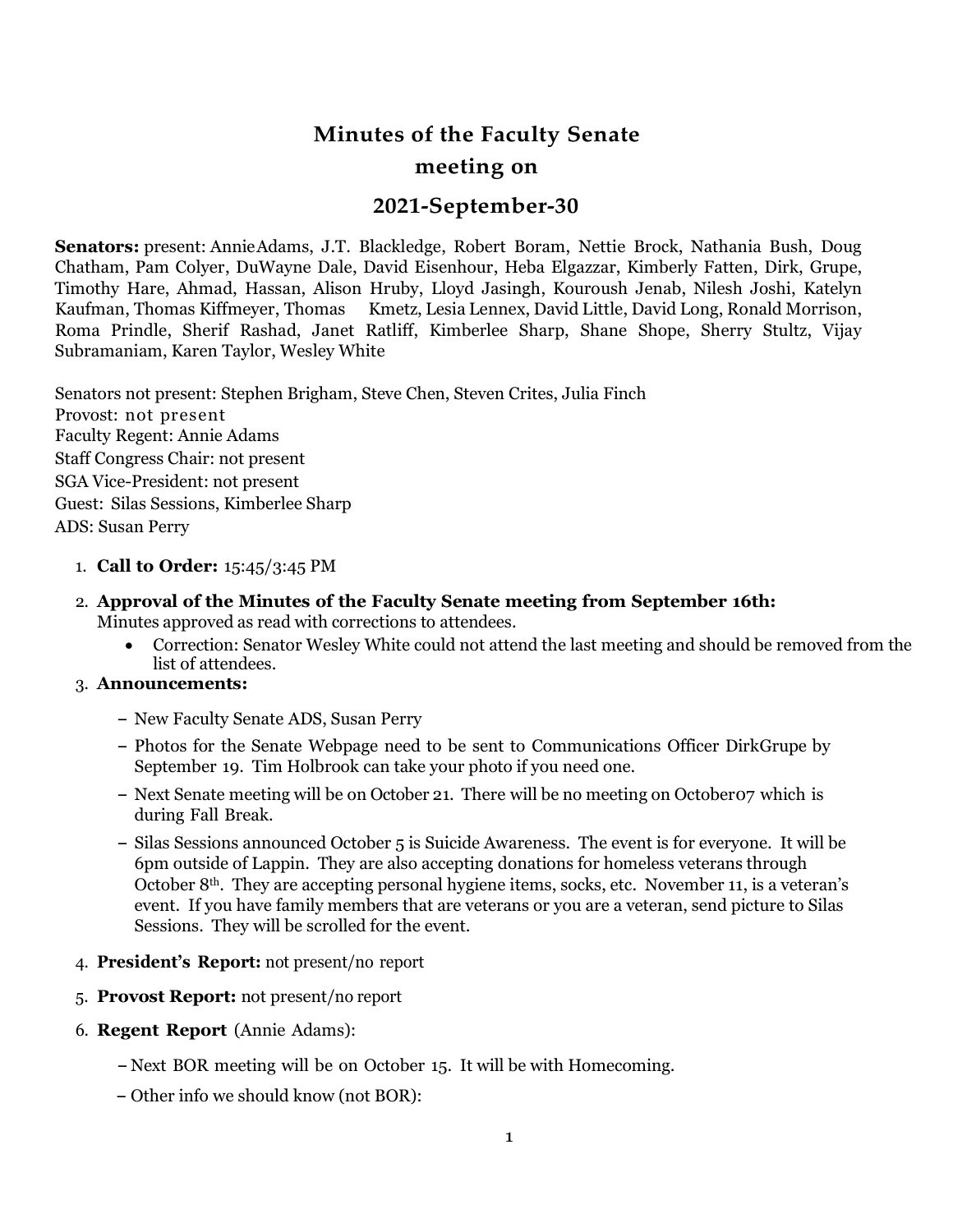# Minutes of the Faculty Senate meeting on

## 2021-September-30

**Senators:** present: AnnieAdams, J.T. Blackledge, Robert Boram, Nettie Brock, Nathania Bush, Doug Chatham, Pam Colyer, DuWayne Dale, David Eisenhour, Heba Elgazzar, Kimberly Fatten, Dirk, Grupe, Timothy Hare, Ahmad, Hassan, Alison Hruby, Lloyd Jasingh, Kouroush Jenab, Nilesh Joshi, Katelyn Kaufman, Thomas Kiffmeyer, Thomas Kmetz, Lesia Lennex, David Little, David Long, Ronald Morrison, Roma Prindle, Sherif Rashad, Janet Ratliff, Kimberlee Sharp, Shane Shope, Sherry Stultz, Vijay Subramaniam, Karen Taylor, Wesley White

Senators not present: Stephen Brigham, Steve Chen, Steven Crites, Julia Finch
Provost: not present
Faculty Regent: Annie Adams
Staff Congress Chair: not present
SGA Vice-President: not present
Guest: Silas Sessions, Kimberlee Sharp
ADS: Susan Perry

1. **Call to Order:** 15:45/3:45 PM
2. **Approval of the Minutes of the Faculty Senate meeting from September 16th:** Minutes approved as read with corrections to attendees.
   - Correction: Senator Wesley White could not attend the last meeting and should be removed from the list of attendees.
3. **Announcements:**
   - New Faculty Senate ADS, Susan Perry
   - Photos for the Senate Webpage need to be sent to Communications Officer DirkGrupe by September 19. Tim Holbrook can take your photo if you need one.
   - Next Senate meeting will be on October 21. There will be no meeting on October07 which is during Fall Break.
   - Silas Sessions announced October 5 is Suicide Awareness. The event is for everyone. It will be 6pm outside of Lappin. They are also accepting donations for homeless veterans through October 8th. They are accepting personal hygiene items, socks, etc. November 11, is a veteran's event. If you have family members that are veterans or you are a veteran, send picture to Silas Sessions. They will be scrolled for the event.
4. **President's Report:** not present/no report
5. **Provost Report:** not present/no report
6. **Regent Report** (Annie Adams):
   - Next BOR meeting will be on October 15. It will be with Homecoming.
   - Other info we should know (not BOR):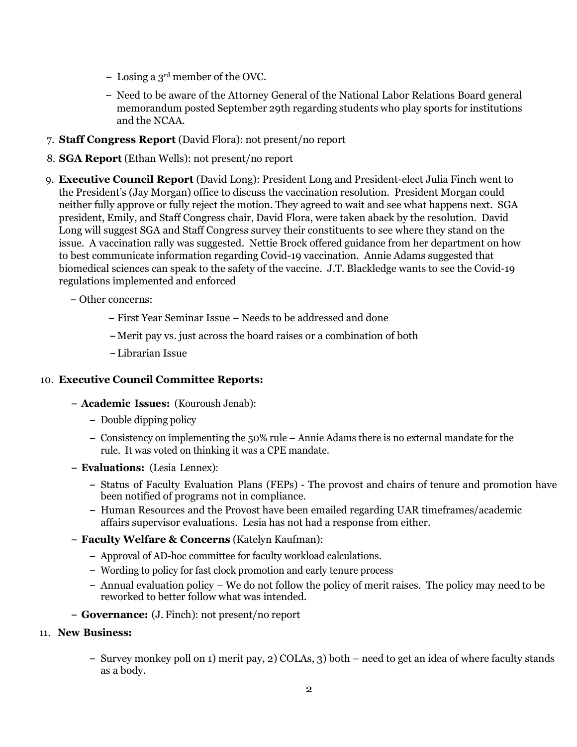- – Losing a 3rd member of the OVC.
- – Need to be aware of the Attorney General of the National Labor Relations Board general memorandum posted September 29th regarding students who play sports for institutions and the NCAA.

7. **Staff Congress Report** (David Flora): not present/no report
8. **SGA Report** (Ethan Wells): not present/no report
9. **Executive Council Report** (David Long): President Long and President-elect Julia Finch went to the President's (Jay Morgan) office to discuss the vaccination resolution. President Morgan could neither fully approve or fully reject the motion. They agreed to wait and see what happens next. SGA president, Emily, and Staff Congress chair, David Flora, were taken aback by the resolution. David Long will suggest SGA and Staff Congress survey their constituents to see where they stand on the issue. A vaccination rally was suggested. Nettie Brock offered guidance from her department on how to best communicate information regarding Covid-19 vaccination. Annie Adams suggested that biomedical sciences can speak to the safety of the vaccine. J.T. Blackledge wants to see the Covid-19 regulations implemented and enforced
   - – Other concerns:
     - – First Year Seminar Issue – Needs to be addressed and done
     - – Merit pay vs. just across the board raises or a combination of both
     - – Librarian Issue

10. **Executive Council Committee Reports:**
    - – **Academic Issues:** (Kouroush Jenab):
      - – Double dipping policy
      - – Consistency on implementing the 50% rule – Annie Adams there is no external mandate for the rule. It was voted on thinking it was a CPE mandate.
    - – **Evaluations:** (Lesia Lennex):
      - – Status of Faculty Evaluation Plans (FEPs) - The provost and chairs of tenure and promotion have been notified of programs not in compliance.
      - – Human Resources and the Provost have been emailed regarding UAR timeframes/academic affairs supervisor evaluations. Lesia has not had a response from either.
    - – **Faculty Welfare & Concerns** (Katelyn Kaufman):
      - – Approval of AD-hoc committee for faculty workload calculations.
      - – Wording to policy for fast clock promotion and early tenure process
      - – Annual evaluation policy – We do not follow the policy of merit raises. The policy may need to be reworked to better follow what was intended.
    - – **Governance:** (J. Finch): not present/no report

11. **New Business:**
    - – Survey monkey poll on 1) merit pay, 2) COLAs, 3) both – need to get an idea of where faculty stands as a body.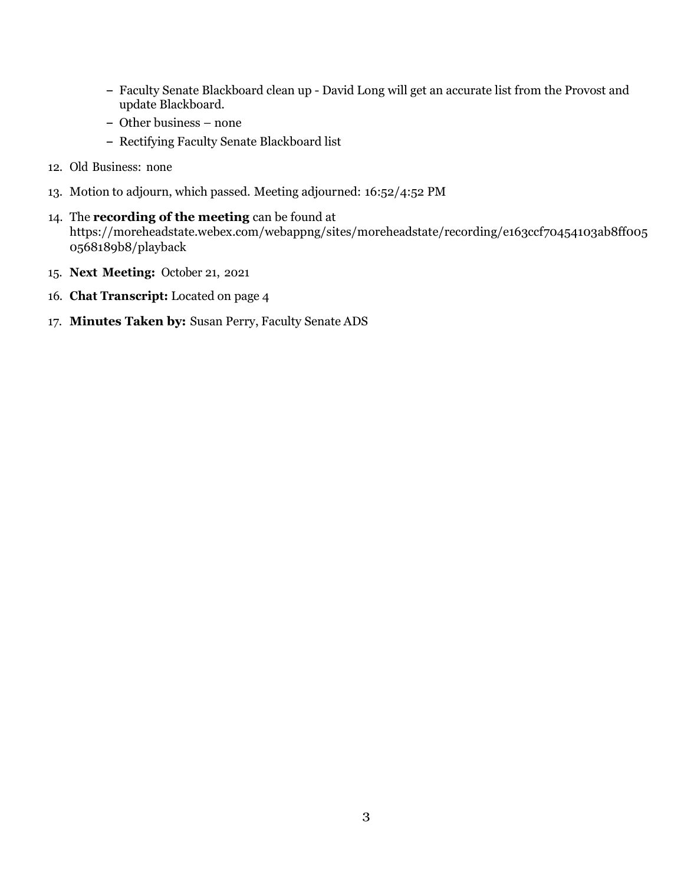- Faculty Senate Blackboard clean up - David Long will get an accurate list from the Provost and update Blackboard.
- Other business – none
- Rectifying Faculty Senate Blackboard list

12. Old Business: none
13. Motion to adjourn, which passed. Meeting adjourned: 16:52/4:52 PM
14. The **recording of the meeting** can be found at https://moreheadstate.webex.com/webappng/sites/moreheadstate/recording/e163ccf70454103ab8ff0050568189b8/playback
15. **Next Meeting:** October 21, 2021
16. **Chat Transcript:** Located on page 4
17. **Minutes Taken by:** Susan Perry, Faculty Senate ADS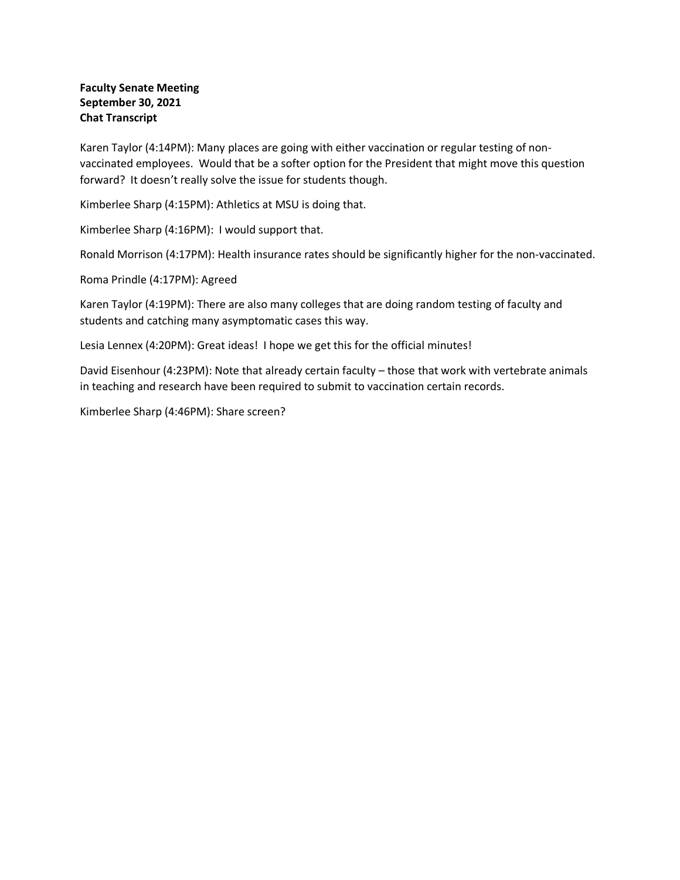**Faculty Senate Meeting**
**September 30, 2021**
**Chat Transcript**

Karen Taylor (4:14PM): Many places are going with either vaccination or regular testing of non-vaccinated employees. Would that be a softer option for the President that might move this question forward? It doesn't really solve the issue for students though.

Kimberlee Sharp (4:15PM): Athletics at MSU is doing that.

Kimberlee Sharp (4:16PM): I would support that.

Ronald Morrison (4:17PM): Health insurance rates should be significantly higher for the non-vaccinated.

Roma Prindle (4:17PM): Agreed

Karen Taylor (4:19PM): There are also many colleges that are doing random testing of faculty and students and catching many asymptomatic cases this way.

Lesia Lennex (4:20PM): Great ideas! I hope we get this for the official minutes!

David Eisenhour (4:23PM): Note that already certain faculty – those that work with vertebrate animals in teaching and research have been required to submit to vaccination certain records.

Kimberlee Sharp (4:46PM): Share screen?